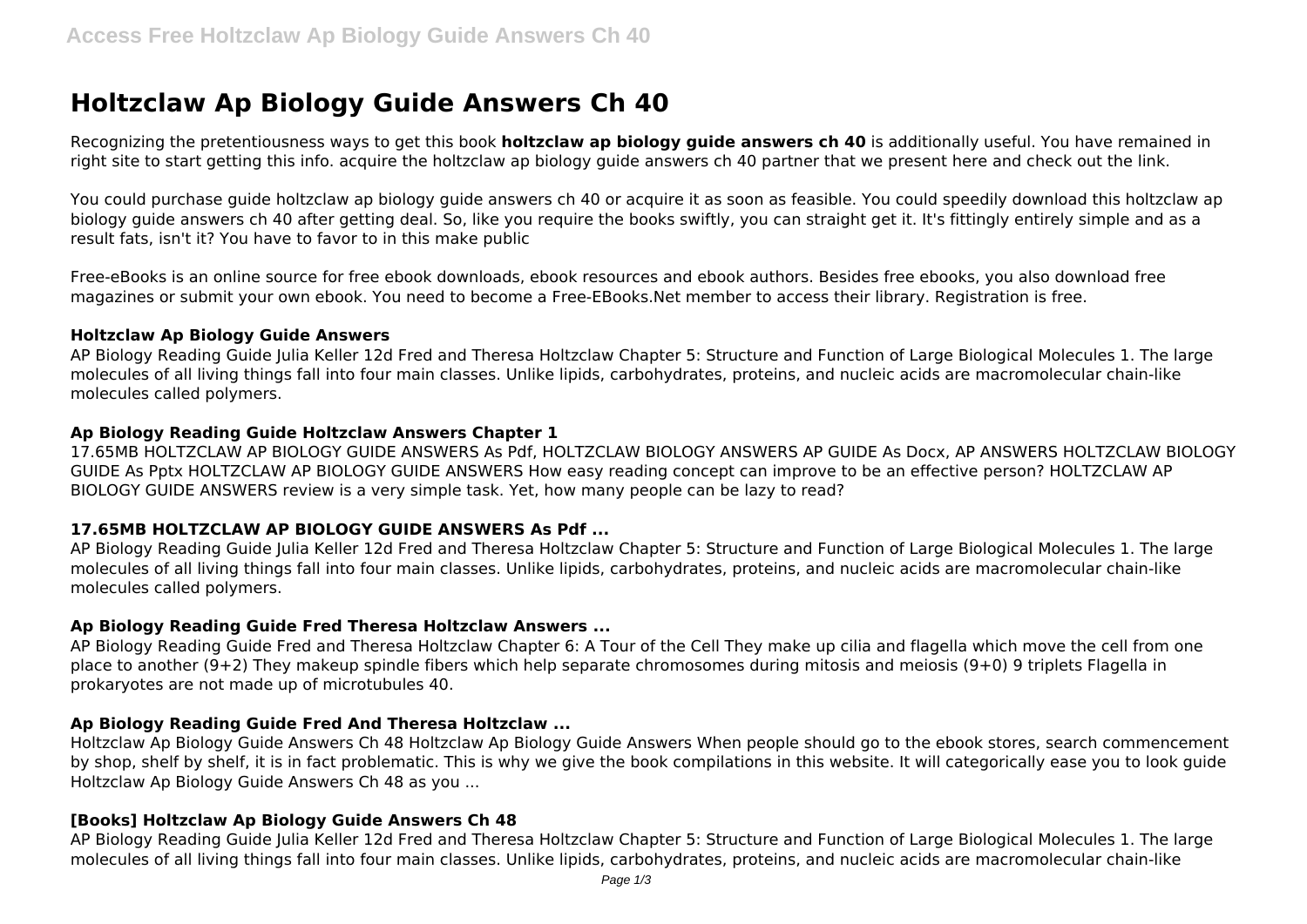# Holtzclaw Ap Biology Guide Answers Ch 40

Recognizing the pretentiousness ways to get this book **holtzclaw ap biology guide answers ch 40** is additionally useful. You have remained in right site to start getting this info. acquire the holtzclaw ap biology guide answers ch 40 partner that we present here and check out the link.

You could purchase guide holtzclaw ap biology guide answers ch 40 or acquire it as soon as feasible. You could speedily download this holtzclaw ap biology guide answers ch 40 after getting deal. So, like you require the books swiftly, you can straight get it. It's fittingly entirely simple and as a result fats, isn't it? You have to favor to in this make public

Free-eBooks is an online source for free ebook downloads, ebook resources and ebook authors. Besides free ebooks, you also download free magazines or submit your own ebook. You need to become a Free-EBooks.Net member to access their library. Registration is free.

### Holtzclaw Ap Biology Guide Answers

AP Biology Reading Guide Julia Keller 12d Fred and Theresa Holtzclaw Chapter 5: Structure and Function of Large Biological Molecules 1. The large molecules of all living things fall into four main classes. Unlike lipids, carbohydrates, proteins, and nucleic acids are macromolecular chain-like molecules called polymers.

### Ap Biology Reading Guide Holtzclaw Answers Chapter 1

17.65MB HOLTZCLAW AP BIOLOGY GUIDE ANSWERS As Pdf, HOLTZCLAW BIOLOGY ANSWERS AP GUIDE As Docx, AP ANSWERS HOLTZCLAW BIOLOGY GUIDE As Pptx HOLTZCLAW AP BIOLOGY GUIDE ANSWERS How easy reading concept can improve to be an effective person? HOLTZCLAW AP BIOLOGY GUIDE ANSWERS review is a very simple task. Yet, how many people can be lazy to read?

### 17.65MB HOLTZCLAW AP BIOLOGY GUIDE ANSWERS As Pdf ...

AP Biology Reading Guide Julia Keller 12d Fred and Theresa Holtzclaw Chapter 5: Structure and Function of Large Biological Molecules 1. The large molecules of all living things fall into four main classes. Unlike lipids, carbohydrates, proteins, and nucleic acids are macromolecular chain-like molecules called polymers.

### Ap Biology Reading Guide Fred Theresa Holtzclaw Answers ...

AP Biology Reading Guide Fred and Theresa Holtzclaw Chapter 6: A Tour of the Cell They make up cilia and flagella which move the cell from one place to another (9+2) They makeup spindle fibers which help separate chromosomes during mitosis and meiosis (9+0) 9 triplets Flagella in prokaryotes are not made up of microtubules 40.

### Ap Biology Reading Guide Fred And Theresa Holtzclaw ...

Holtzclaw Ap Biology Guide Answers Ch 48 Holtzclaw Ap Biology Guide Answers When people should go to the ebook stores, search commencement by shop, shelf by shelf, it is in fact problematic. This is why we give the book compilations in this website. It will categorically ease you to look guide Holtzclaw Ap Biology Guide Answers Ch 48 as you ...

### [Books] Holtzclaw Ap Biology Guide Answers Ch 48

AP Biology Reading Guide Julia Keller 12d Fred and Theresa Holtzclaw Chapter 5: Structure and Function of Large Biological Molecules 1. The large molecules of all living things fall into four main classes. Unlike lipids, carbohydrates, proteins, and nucleic acids are macromolecular chain-like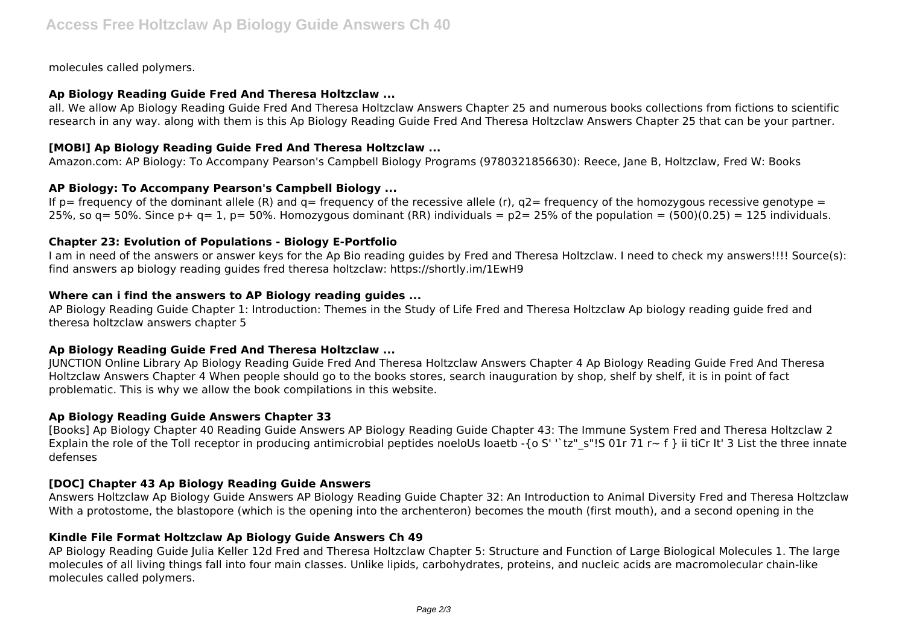molecules called polymers.

### Ap Biology Reading Guide Fred And Theresa Holtzclaw ...

all. We allow Ap Biology Reading Guide Fred And Theresa Holtzclaw Answers Chapter 25 and numerous books collections from fictions to scientific research in any way. along with them is this Ap Biology Reading Guide Fred And Theresa Holtzclaw Answers Chapter 25 that can be your partner.

### [MOBI] Ap Biology Reading Guide Fred And Theresa Holtzclaw ...

Amazon.com: AP Biology: To Accompany Pearson's Campbell Biology Programs (9780321856630): Reece, Jane B, Holtzclaw, Fred W: Books

### AP Biology: To Accompany Pearson's Campbell Biology ...

If p= frequency of the dominant allele (R) and q= frequency of the recessive allele (r), q2= frequency of the homozygous recessive genotype = 25%, so q= 50%. Since p+ q= 1, p= 50%. Homozygous dominant (RR) individuals = p2= 25% of the population = (500)(0.25) = 125 individuals.

### Chapter 23: Evolution of Populations - Biology E-Portfolio

I am in need of the answers or answer keys for the Ap Bio reading guides by Fred and Theresa Holtzclaw. I need to check my answers!!!! Source(s): find answers ap biology reading guides fred theresa holtzclaw: https://shortly.im/1EwH9

### Where can i find the answers to AP Biology reading guides ...

AP Biology Reading Guide Chapter 1: Introduction: Themes in the Study of Life Fred and Theresa Holtzclaw Ap biology reading guide fred and theresa holtzclaw answers chapter 5

### Ap Biology Reading Guide Fred And Theresa Holtzclaw ...

JUNCTION Online Library Ap Biology Reading Guide Fred And Theresa Holtzclaw Answers Chapter 4 Ap Biology Reading Guide Fred And Theresa Holtzclaw Answers Chapter 4 When people should go to the books stores, search inauguration by shop, shelf by shelf, it is in point of fact problematic. This is why we allow the book compilations in this website.

### Ap Biology Reading Guide Answers Chapter 33

[Books] Ap Biology Chapter 40 Reading Guide Answers AP Biology Reading Guide Chapter 43: The Immune System Fred and Theresa Holtzclaw 2 Explain the role of the Toll receptor in producing antimicrobial peptides noeloUs loaetb -{o S' '`tz"_s"!S 01r 71 r~ f } ii tiCr lt' 3 List the three innate defenses

### [DOC] Chapter 43 Ap Biology Reading Guide Answers

Answers Holtzclaw Ap Biology Guide Answers AP Biology Reading Guide Chapter 32: An Introduction to Animal Diversity Fred and Theresa Holtzclaw With a protostome, the blastopore (which is the opening into the archenteron) becomes the mouth (first mouth), and a second opening in the

### Kindle File Format Holtzclaw Ap Biology Guide Answers Ch 49

AP Biology Reading Guide Julia Keller 12d Fred and Theresa Holtzclaw Chapter 5: Structure and Function of Large Biological Molecules 1. The large molecules of all living things fall into four main classes. Unlike lipids, carbohydrates, proteins, and nucleic acids are macromolecular chain-like molecules called polymers.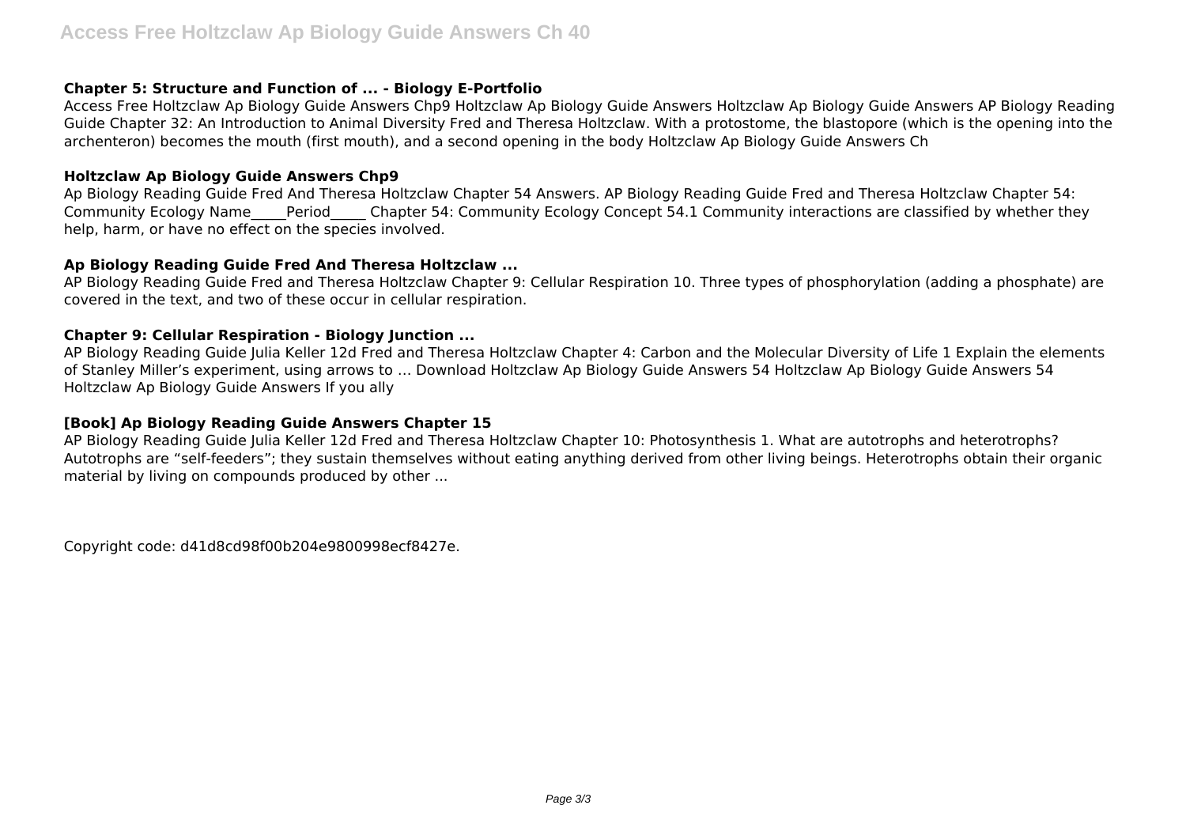### Chapter 5: Structure and Function of ... - Biology E-Portfolio

Access Free Holtzclaw Ap Biology Guide Answers Chp9 Holtzclaw Ap Biology Guide Answers Holtzclaw Ap Biology Guide Answers AP Biology Reading Guide Chapter 32: An Introduction to Animal Diversity Fred and Theresa Holtzclaw. With a protostome, the blastopore (which is the opening into the archenteron) becomes the mouth (first mouth), and a second opening in the body Holtzclaw Ap Biology Guide Answers Ch

### Holtzclaw Ap Biology Guide Answers Chp9

Ap Biology Reading Guide Fred And Theresa Holtzclaw Chapter 54 Answers. AP Biology Reading Guide Fred and Theresa Holtzclaw Chapter 54: Community Ecology Name_____Period_____ Chapter 54: Community Ecology Concept 54.1 Community interactions are classified by whether they help, harm, or have no effect on the species involved.

### Ap Biology Reading Guide Fred And Theresa Holtzclaw ...

AP Biology Reading Guide Fred and Theresa Holtzclaw Chapter 9: Cellular Respiration 10. Three types of phosphorylation (adding a phosphate) are covered in the text, and two of these occur in cellular respiration.

### Chapter 9: Cellular Respiration - Biology Junction ...

AP Biology Reading Guide Julia Keller 12d Fred and Theresa Holtzclaw Chapter 4: Carbon and the Molecular Diversity of Life 1 Explain the elements of Stanley Miller's experiment, using arrows to … Download Holtzclaw Ap Biology Guide Answers 54 Holtzclaw Ap Biology Guide Answers 54 Holtzclaw Ap Biology Guide Answers If you ally

### [Book] Ap Biology Reading Guide Answers Chapter 15

AP Biology Reading Guide Julia Keller 12d Fred and Theresa Holtzclaw Chapter 10: Photosynthesis 1. What are autotrophs and heterotrophs? Autotrophs are "self-feeders"; they sustain themselves without eating anything derived from other living beings. Heterotrophs obtain their organic material by living on compounds produced by other ...

Copyright code: d41d8cd98f00b204e9800998ecf8427e.